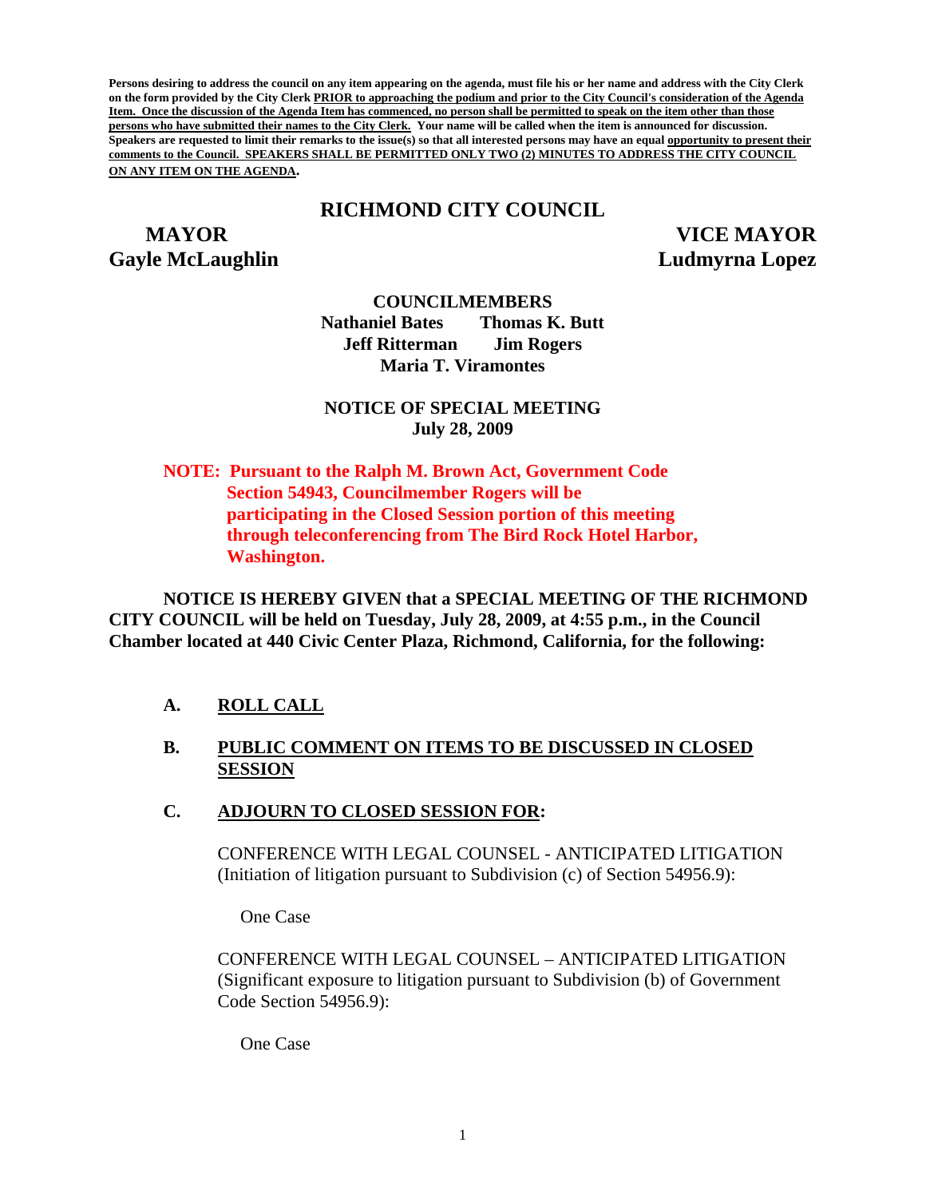**Persons desiring to address the council on any item appearing on the agenda, must file his or her name and address with the City Clerk on the form provided by the City Clerk PRIOR to approaching the podium and prior to the City Council's consideration of the Agenda Item. Once the discussion of the Agenda Item has commenced, no person shall be permitted to speak on the item other than those persons who have submitted their names to the City Clerk. Your name will be called when the item is announced for discussion. Speakers are requested to limit their remarks to the issue(s) so that all interested persons may have an equal opportunity to present their comments to the Council. SPEAKERS SHALL BE PERMITTED ONLY TWO (2) MINUTES TO ADDRESS THE CITY COUNCIL ON ANY ITEM ON THE AGENDA.**

# RICHMOND CITY COUNCIL

**MAYOR**
**Gayle McLaughlin**

**VICE MAYOR**
**Ludmyrna Lopez**

**COUNCILMEMBERS**
**Nathaniel Bates    Thomas K. Butt**
**Jeff Ritterman    Jim Rogers**
**Maria T. Viramontes**

**NOTICE OF SPECIAL MEETING**
**July 28, 2009**

**NOTE: Pursuant to the Ralph M. Brown Act, Government Code Section 54943, Councilmember Rogers will be participating in the Closed Session portion of this meeting through teleconferencing from The Bird Rock Hotel Harbor, Washington.**

**NOTICE IS HEREBY GIVEN that a SPECIAL MEETING OF THE RICHMOND CITY COUNCIL will be held on Tuesday, July 28, 2009, at 4:55 p.m., in the Council Chamber located at 440 Civic Center Plaza, Richmond, California, for the following:**

**A. ROLL CALL**

**B. PUBLIC COMMENT ON ITEMS TO BE DISCUSSED IN CLOSED SESSION**

**C. ADJOURN TO CLOSED SESSION FOR:**

CONFERENCE WITH LEGAL COUNSEL - ANTICIPATED LITIGATION (Initiation of litigation pursuant to Subdivision (c) of Section 54956.9):

One Case

CONFERENCE WITH LEGAL COUNSEL – ANTICIPATED LITIGATION (Significant exposure to litigation pursuant to Subdivision (b) of Government Code Section 54956.9):

One Case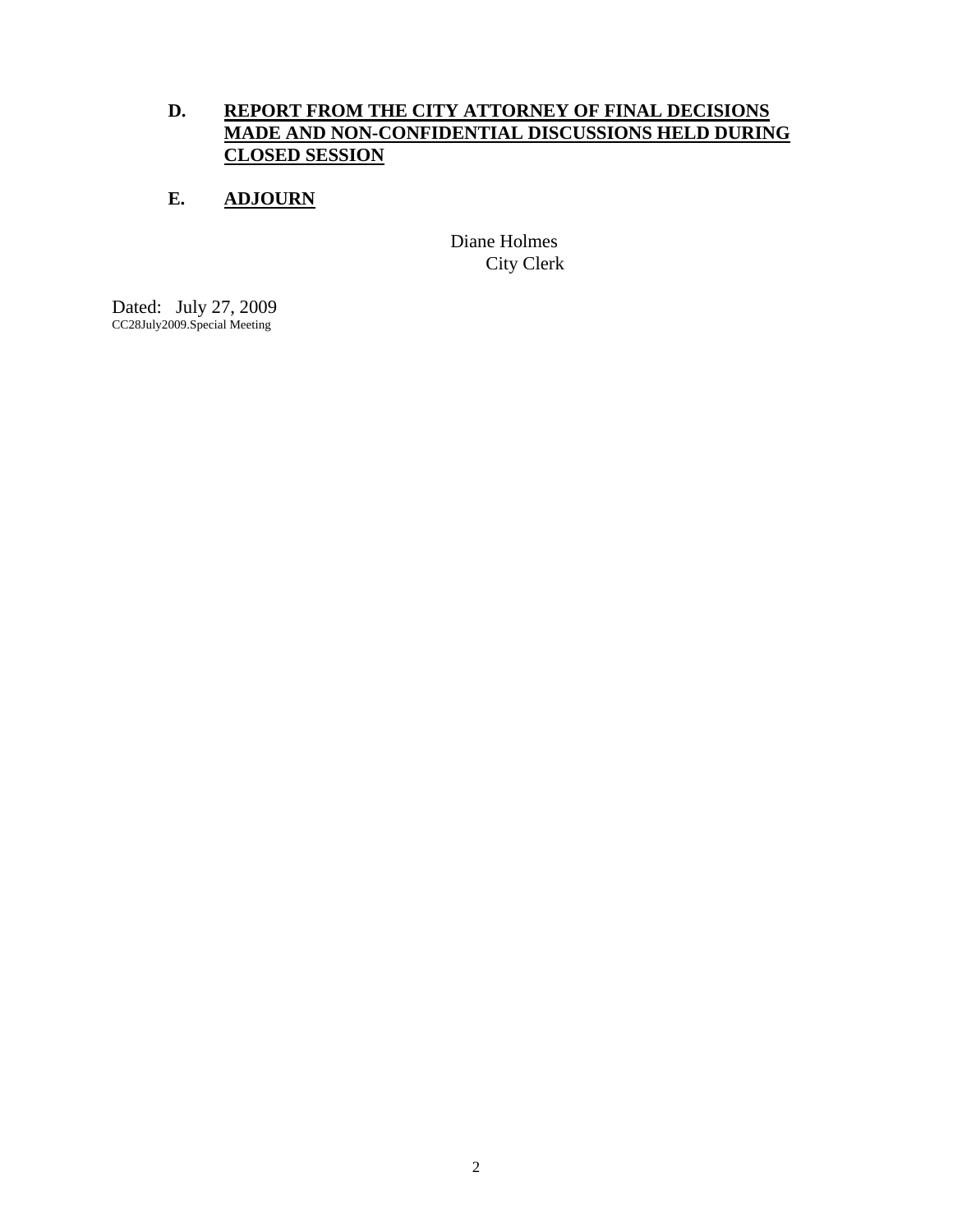**D. <u>REPORT FROM THE CITY ATTORNEY OF FINAL DECISIONS MADE AND NON-CONFIDENTIAL DISCUSSIONS HELD DURING CLOSED SESSION</u>**

**E. <u>ADJOURN</u>**

Diane Holmes
City Clerk

Dated: July 27, 2009
CC28July2009.Special Meeting